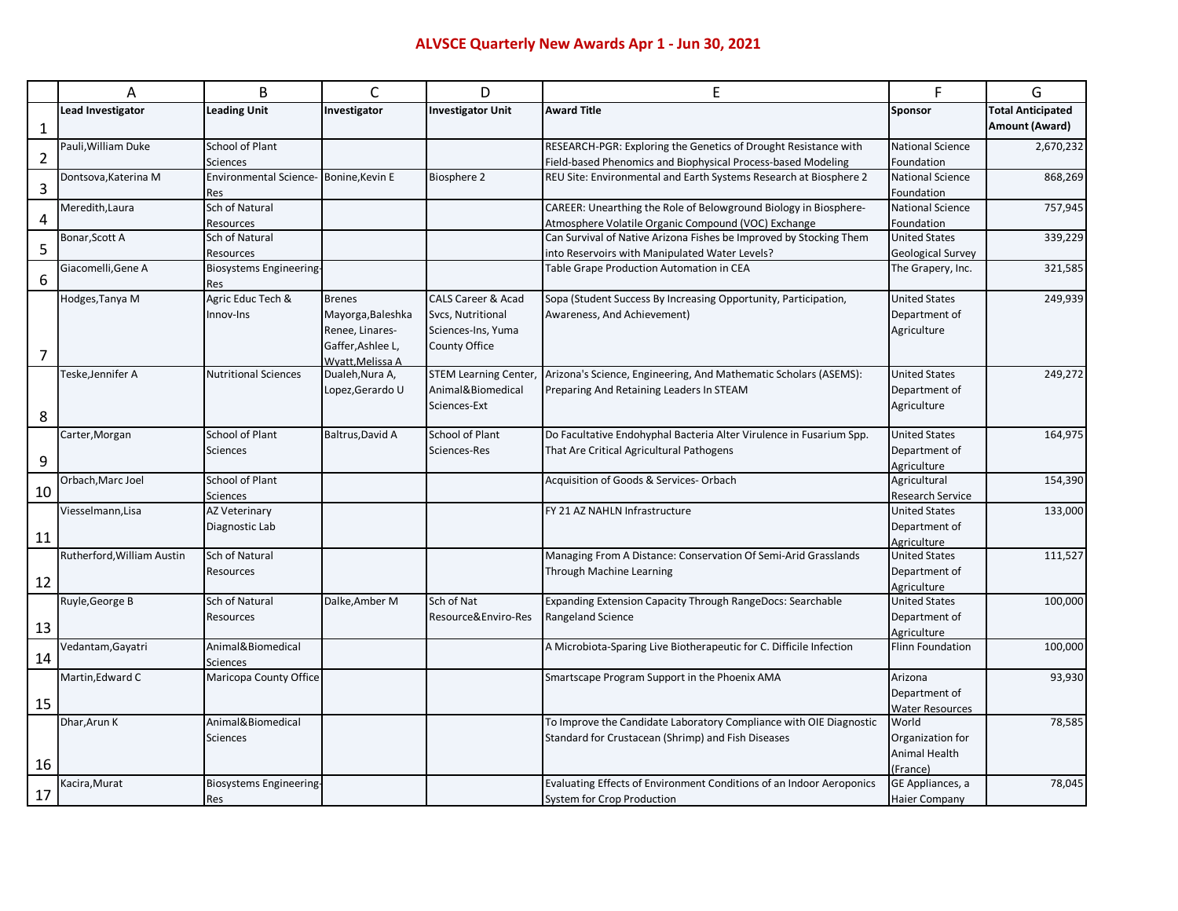# ALVSCE Quarterly New Awards Apr 1 - Jun 30, 2021

| | A | B | C | D | E | F | G |
|---|---|---|---|---|---|---|---|
| 1 | **Lead Investigator** | **Leading Unit** | **Investigator** | **Investigator Unit** | **Award Title** | **Sponsor** | **Total Anticipated Amount (Award)** |
| 2 | Pauli,William Duke | School of Plant Sciences | | | RESEARCH-PGR: Exploring the Genetics of Drought Resistance with Field-based Phenomics and Biophysical Process-based Modeling | National Science Foundation | 2,670,232 |
| 3 | Dontsova,Katerina M | Environmental Science-Res | Bonine,Kevin E | Biosphere 2 | REU Site: Environmental and Earth Systems Research at Biosphere 2 | National Science Foundation | 868,269 |
| 4 | Meredith,Laura | Sch of Natural Resources | | | CAREER: Unearthing the Role of Belowground Biology in Biosphere-Atmosphere Volatile Organic Compound (VOC) Exchange | National Science Foundation | 757,945 |
| 5 | Bonar,Scott A | Sch of Natural Resources | | | Can Survival of Native Arizona Fishes be Improved by Stocking Them into Reservoirs with Manipulated Water Levels? | United States Geological Survey | 339,229 |
| 6 | Giacomelli,Gene A | Biosystems Engineering-Res | | | Table Grape Production Automation in CEA | The Grapery, Inc. | 321,585 |
| 7 | Hodges,Tanya M | Agric Educ Tech & Innov-Ins | Brenes Mayorga,Baleshka Renee, Linares-Gaffer,Ashlee L, Wyatt,Melissa A | CALS Career & Acad Svcs, Nutritional Sciences-Ins, Yuma County Office | Sopa (Student Success By Increasing Opportunity, Participation, Awareness, And Achievement) | United States Department of Agriculture | 249,939 |
| 8 | Teske,Jennifer A | Nutritional Sciences | Dualeh,Nura A, Lopez,Gerardo U | STEM Learning Center, Animal&Biomedical Sciences-Ext | Arizona's Science, Engineering, And Mathematic Scholars (ASEMS): Preparing And Retaining Leaders In STEAM | United States Department of Agriculture | 249,272 |
| 9 | Carter,Morgan | School of Plant Sciences | Baltrus,David A | School of Plant Sciences-Res | Do Facultative Endohyphal Bacteria Alter Virulence in Fusarium Spp. That Are Critical Agricultural Pathogens | United States Department of Agriculture | 164,975 |
| 10 | Orbach,Marc Joel | School of Plant Sciences | | | Acquisition of Goods & Services- Orbach | Agricultural Research Service | 154,390 |
| 11 | Viesselmann,Lisa | AZ Veterinary Diagnostic Lab | | | FY 21 AZ NAHLN Infrastructure | United States Department of Agriculture | 133,000 |
| 12 | Rutherford,William Austin | Sch of Natural Resources | | | Managing From A Distance: Conservation Of Semi-Arid Grasslands Through Machine Learning | United States Department of Agriculture | 111,527 |
| 13 | Ruyle,George B | Sch of Natural Resources | Dalke,Amber M | Sch of Nat Resource&Enviro-Res | Expanding Extension Capacity Through RangeDocs: Searchable Rangeland Science | United States Department of Agriculture | 100,000 |
| 14 | Vedantam,Gayatri | Animal&Biomedical Sciences | | | A Microbiota-Sparing Live Biotherapeutic for C. Difficile Infection | Flinn Foundation | 100,000 |
| 15 | Martin,Edward C | Maricopa County Office | | | Smartscape Program Support in the Phoenix AMA | Arizona Department of Water Resources | 93,930 |
| 16 | Dhar,Arun K | Animal&Biomedical Sciences | | | To Improve the Candidate Laboratory Compliance with OIE Diagnostic Standard for Crustacean (Shrimp) and Fish Diseases | World Organization for Animal Health (France) | 78,585 |
| 17 | Kacira,Murat | Biosystems Engineering-Res | | | Evaluating Effects of Environment Conditions of an Indoor Aeroponics System for Crop Production | GE Appliances, a Haier Company | 78,045 |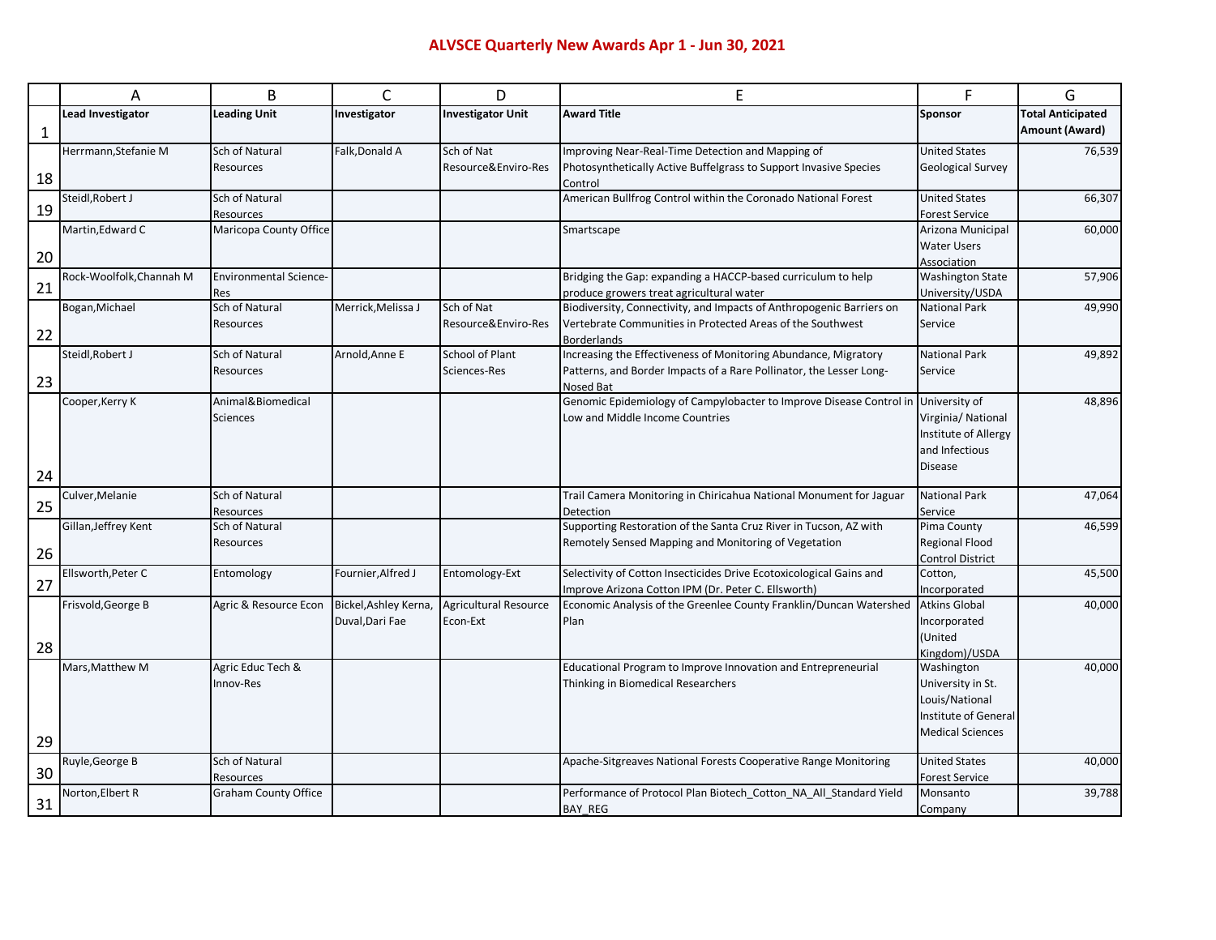# ALVSCE Quarterly New Awards Apr 1 - Jun 30, 2021

| | A | B | C | D | E | F | G |
|---|---|---|---|---|---|---|---|
| 1 | **Lead Investigator** | **Leading Unit** | **Investigator** | **Investigator Unit** | **Award Title** | **Sponsor** | **Total Anticipated Amount (Award)** |
| 18 | Herrmann,Stefanie M | Sch of Natural Resources | Falk,Donald A | Sch of Nat Resource&Enviro-Res | Improving Near-Real-Time Detection and Mapping of Photosynthetically Active Buffelgrass to Support Invasive Species Control | United States Geological Survey | 76,539 |
| 19 | Steidl,Robert J | Sch of Natural Resources | | | American Bullfrog Control within the Coronado National Forest | United States Forest Service | 66,307 |
| 20 | Martin,Edward C | Maricopa County Office | | | Smartscape | Arizona Municipal Water Users Association | 60,000 |
| 21 | Rock-Woolfolk,Channah M | Environmental Science-Res | | | Bridging the Gap: expanding a HACCP-based curriculum to help produce growers treat agricultural water | Washington State University/USDA | 57,906 |
| 22 | Bogan,Michael | Sch of Natural Resources | Merrick,Melissa J | Sch of Nat Resource&Enviro-Res | Biodiversity, Connectivity, and Impacts of Anthropogenic Barriers on Vertebrate Communities in Protected Areas of the Southwest Borderlands | National Park Service | 49,990 |
| 23 | Steidl,Robert J | Sch of Natural Resources | Arnold,Anne E | School of Plant Sciences-Res | Increasing the Effectiveness of Monitoring Abundance, Migratory Patterns, and Border Impacts of a Rare Pollinator, the Lesser Long-Nosed Bat | National Park Service | 49,892 |
| 24 | Cooper,Kerry K | Animal&Biomedical Sciences | | | Genomic Epidemiology of Campylobacter to Improve Disease Control in Low and Middle Income Countries | University of Virginia/ National Institute of Allergy and Infectious Disease | 48,896 |
| 25 | Culver,Melanie | Sch of Natural Resources | | | Trail Camera Monitoring in Chiricahua National Monument for Jaguar Detection | National Park Service | 47,064 |
| 26 | Gillan,Jeffrey Kent | Sch of Natural Resources | | | Supporting Restoration of the Santa Cruz River in Tucson, AZ with Remotely Sensed Mapping and Monitoring of Vegetation | Pima County Regional Flood Control District | 46,599 |
| 27 | Ellsworth,Peter C | Entomology | Fournier,Alfred J | Entomology-Ext | Selectivity of Cotton Insecticides Drive Ecotoxicological Gains and Improve Arizona Cotton IPM (Dr. Peter C. Ellsworth) | Cotton, Incorporated | 45,500 |
| 28 | Frisvold,George B | Agric & Resource Econ | Bickel,Ashley Kerna, Duval,Dari Fae | Agricultural Resource Econ-Ext | Economic Analysis of the Greenlee County Franklin/Duncan Watershed Plan | Atkins Global Incorporated (United Kingdom)/USDA | 40,000 |
| 29 | Mars,Matthew M | Agric Educ Tech & Innov-Res | | | Educational Program to Improve Innovation and Entrepreneurial Thinking in Biomedical Researchers | Washington University in St. Louis/National Institute of General Medical Sciences | 40,000 |
| 30 | Ruyle,George B | Sch of Natural Resources | | | Apache-Sitgreaves National Forests Cooperative Range Monitoring | United States Forest Service | 40,000 |
| 31 | Norton,Elbert R | Graham County Office | | | Performance of Protocol Plan Biotech_Cotton_NA_All_Standard Yield BAY_REG | Monsanto Company | 39,788 |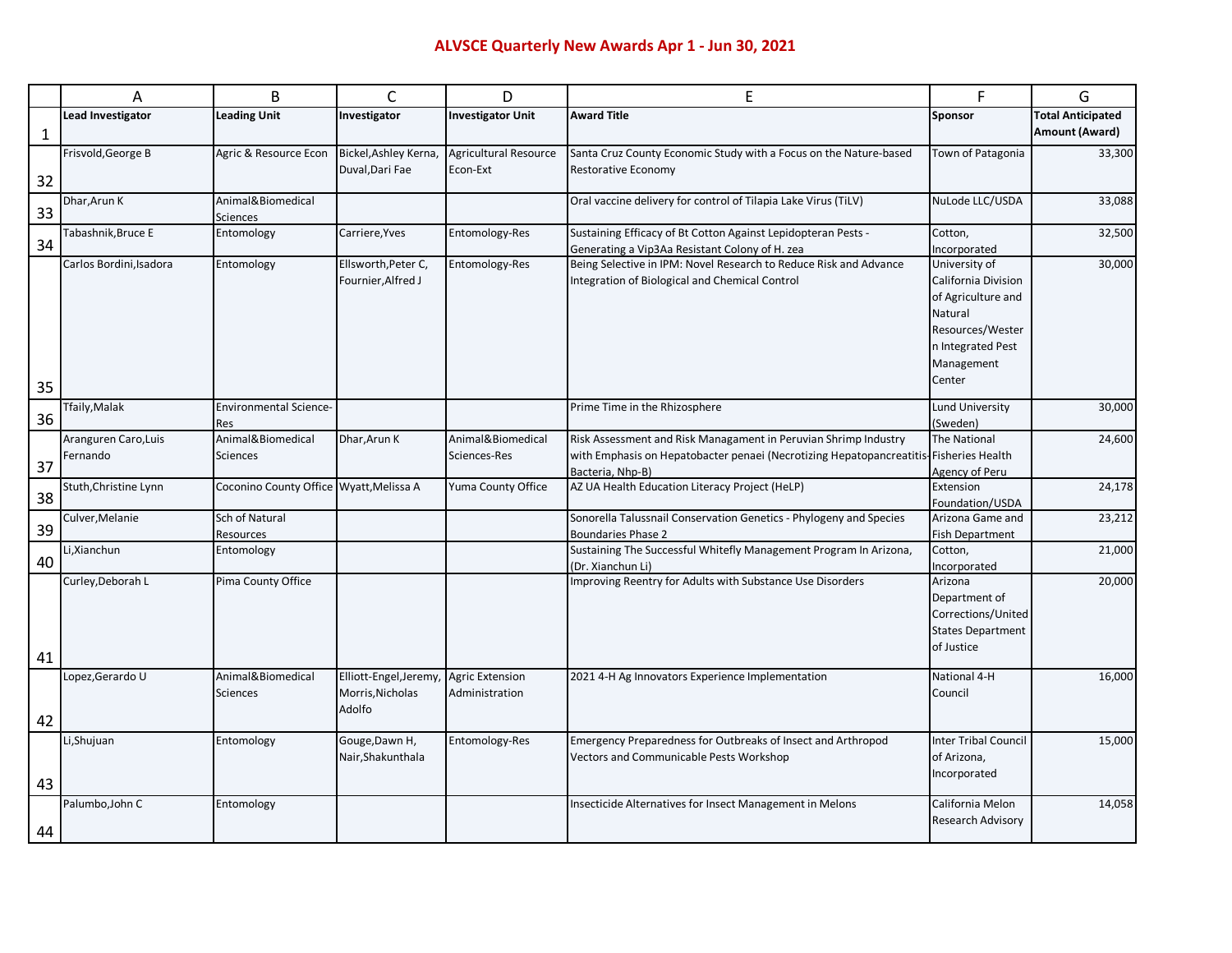# ALVSCE Quarterly New Awards Apr 1 - Jun 30, 2021

| | A | B | C | D | E | F | G |
|---|---|---|---|---|---|---|---|
| 1 | **Lead Investigator** | **Leading Unit** | **Investigator** | **Investigator Unit** | **Award Title** | **Sponsor** | **Total Anticipated Amount (Award)** |
| 32 | Frisvold,George B | Agric & Resource Econ | Bickel,Ashley Kerna, Duval,Dari Fae | Agricultural Resource Econ-Ext | Santa Cruz County Economic Study with a Focus on the Nature-based Restorative Economy | Town of Patagonia | 33,300 |
| 33 | Dhar,Arun K | Animal&Biomedical Sciences | | | Oral vaccine delivery for control of Tilapia Lake Virus (TiLV) | NuLode LLC/USDA | 33,088 |
| 34 | Tabashnik,Bruce E | Entomology | Carriere,Yves | Entomology-Res | Sustaining Efficacy of Bt Cotton Against Lepidopteran Pests - Generating a Vip3Aa Resistant Colony of H. zea | Cotton, Incorporated | 32,500 |
| 35 | Carlos Bordini,Isadora | Entomology | Ellsworth,Peter C, Fournier,Alfred J | Entomology-Res | Being Selective in IPM: Novel Research to Reduce Risk and Advance Integration of Biological and Chemical Control | University of California Division of Agriculture and Natural Resources/Western Integrated Pest Management Center | 30,000 |
| 36 | Tfaily,Malak | Environmental Science-Res | | | Prime Time in the Rhizosphere | Lund University (Sweden) | 30,000 |
| 37 | Aranguren Caro,Luis Fernando | Animal&Biomedical Sciences | Dhar,Arun K | Animal&Biomedical Sciences-Res | Risk Assessment and Risk Managament in Peruvian Shrimp Industry with Emphasis on Hepatobacter penaei (Necrotizing Hepatopancreatitis-Bacteria, Nhp-B) | The National Fisheries Health Agency of Peru | 24,600 |
| 38 | Stuth,Christine Lynn | Coconino County Office | Wyatt,Melissa A | Yuma County Office | AZ UA Health Education Literacy Project (HeLP) | Extension Foundation/USDA | 24,178 |
| 39 | Culver,Melanie | Sch of Natural Resources | | | Sonorella Talussnail Conservation Genetics - Phylogeny and Species Boundaries Phase 2 | Arizona Game and Fish Department | 23,212 |
| 40 | Li,Xianchun | Entomology | | | Sustaining The Successful Whitefly Management Program In Arizona, (Dr. Xianchun Li) | Cotton, Incorporated | 21,000 |
| 41 | Curley,Deborah L | Pima County Office | | | Improving Reentry for Adults with Substance Use Disorders | Arizona Department of Corrections/United States Department of Justice | 20,000 |
| 42 | Lopez,Gerardo U | Animal&Biomedical Sciences | Elliott-Engel,Jeremy, Morris,Nicholas Adolfo | Agric Extension Administration | 2021 4-H Ag Innovators Experience Implementation | National 4-H Council | 16,000 |
| 43 | Li,Shujuan | Entomology | Gouge,Dawn H, Nair,Shakunthala | Entomology-Res | Emergency Preparedness for Outbreaks of Insect and Arthropod Vectors and Communicable Pests Workshop | Inter Tribal Council of Arizona, Incorporated | 15,000 |
| 44 | Palumbo,John C | Entomology | | | Insecticide Alternatives for Insect Management in Melons | California Melon Research Advisory | 14,058 |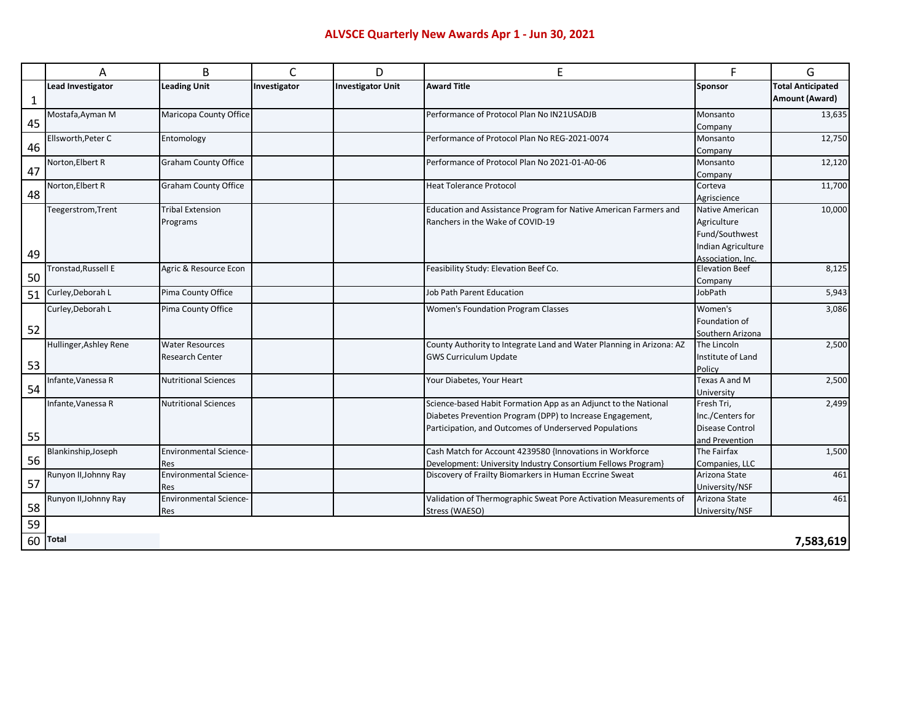# ALVSCE Quarterly New Awards Apr 1 - Jun 30, 2021

| | A | B | C | D | E | F | G |
|---|---|---|---|---|---|---|---|
| 1 | **Lead Investigator** | **Leading Unit** | **Investigator** | **Investigator Unit** | **Award Title** | **Sponsor** | **Total Anticipated Amount (Award)** |
| 45 | Mostafa,Ayman M | Maricopa County Office | | | Performance of Protocol Plan No IN21USADJB | Monsanto Company | 13,635 |
| 46 | Ellsworth,Peter C | Entomology | | | Performance of Protocol Plan No REG-2021-0074 | Monsanto Company | 12,750 |
| 47 | Norton,Elbert R | Graham County Office | | | Performance of Protocol Plan No 2021-01-A0-06 | Monsanto Company | 12,120 |
| 48 | Norton,Elbert R | Graham County Office | | | Heat Tolerance Protocol | Corteva Agriscience | 11,700 |
| 49 | Teegerstrom,Trent | Tribal Extension Programs | | | Education and Assistance Program for Native American Farmers and Ranchers in the Wake of COVID-19 | Native American Agriculture Fund/Southwest Indian Agriculture Association, Inc. | 10,000 |
| 50 | Tronstad,Russell E | Agric & Resource Econ | | | Feasibility Study: Elevation Beef Co. | Elevation Beef Company | 8,125 |
| 51 | Curley,Deborah L | Pima County Office | | | Job Path Parent Education | JobPath | 5,943 |
| 52 | Curley,Deborah L | Pima County Office | | | Women's Foundation Program Classes | Women's Foundation of Southern Arizona | 3,086 |
| 53 | Hullinger,Ashley Rene | Water Resources Research Center | | | County Authority to Integrate Land and Water Planning in Arizona: AZ GWS Curriculum Update | The Lincoln Institute of Land Policy | 2,500 |
| 54 | Infante,Vanessa R | Nutritional Sciences | | | Your Diabetes, Your Heart | Texas A and M University | 2,500 |
| 55 | Infante,Vanessa R | Nutritional Sciences | | | Science-based Habit Formation App as an Adjunct to the National Diabetes Prevention Program (DPP) to Increase Engagement, Participation, and Outcomes of Underserved Populations | Fresh Tri, Inc./Centers for Disease Control and Prevention | 2,499 |
| 56 | Blankinship,Joseph | Environmental Science-Res | | | Cash Match for Account 4239580 {Innovations in Workforce Development: University Industry Consortium Fellows Program} | The Fairfax Companies, LLC | 1,500 |
| 57 | Runyon II,Johnny Ray | Environmental Science-Res | | | Discovery of Frailty Biomarkers in Human Eccrine Sweat | Arizona State University/NSF | 461 |
| 58 | Runyon II,Johnny Ray | Environmental Science-Res | | | Validation of Thermographic Sweat Pore Activation Measurements of Stress (WAESO) | Arizona State University/NSF | 461 |
| 59 | | | | | | | |
| 60 | **Total** | | | | | | **7,583,619** |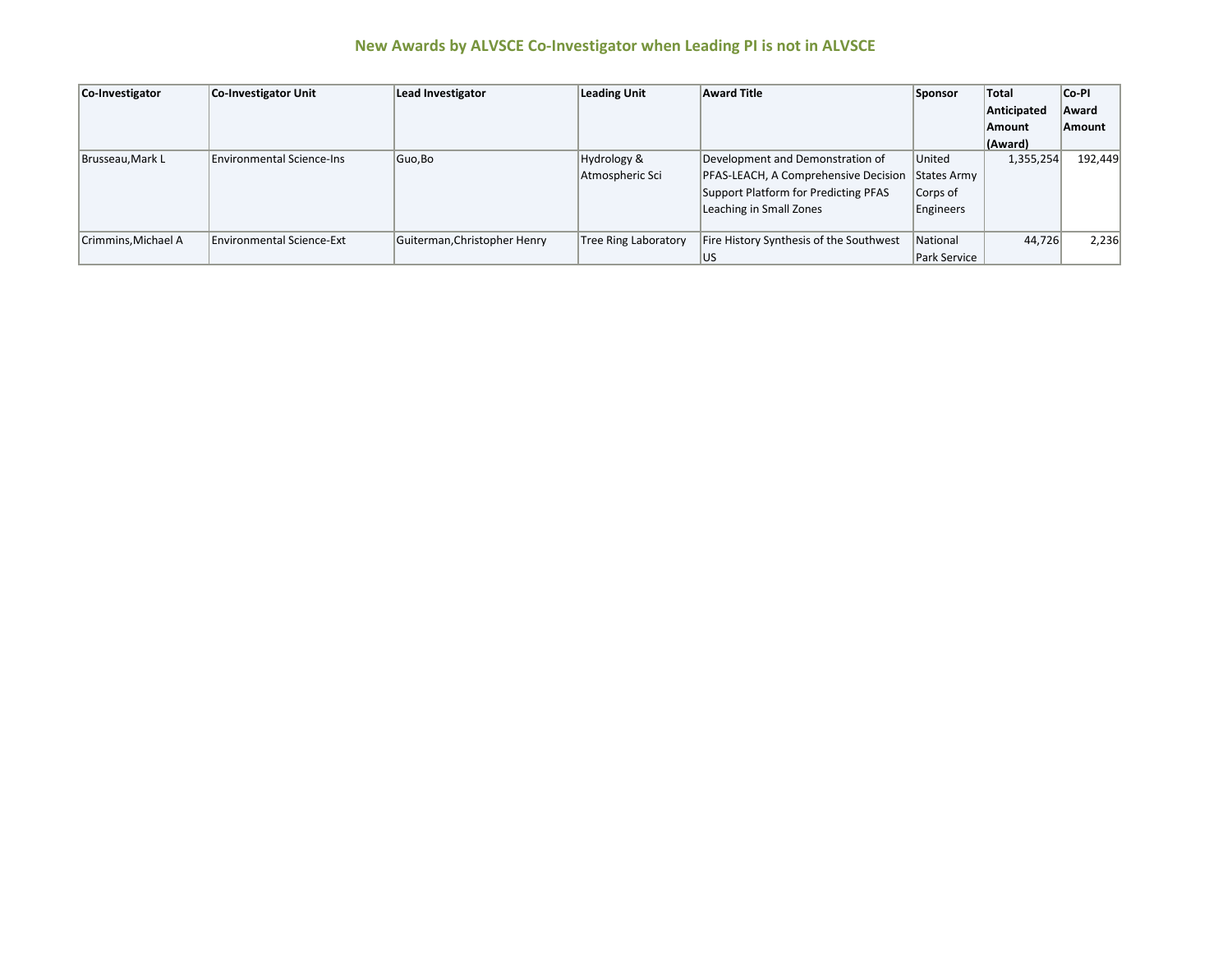## New Awards by ALVSCE Co-Investigator when Leading PI is not in ALVSCE

| Co-Investigator | Co-Investigator Unit | Lead Investigator | Leading Unit | Award Title | Sponsor | Total Anticipated Amount (Award) | Co-PI Award Amount |
|---|---|---|---|---|---|---|---|
| Brusseau,Mark L | Environmental Science-Ins | Guo,Bo | Hydrology & Atmospheric Sci | Development and Demonstration of PFAS-LEACH, A Comprehensive Decision Support Platform for Predicting PFAS Leaching in Small Zones | United States Army Corps of Engineers | 1,355,254 | 192,449 |
| Crimmins,Michael A | Environmental Science-Ext | Guiterman,Christopher Henry | Tree Ring Laboratory | Fire History Synthesis of the Southwest US | National Park Service | 44,726 | 2,236 |